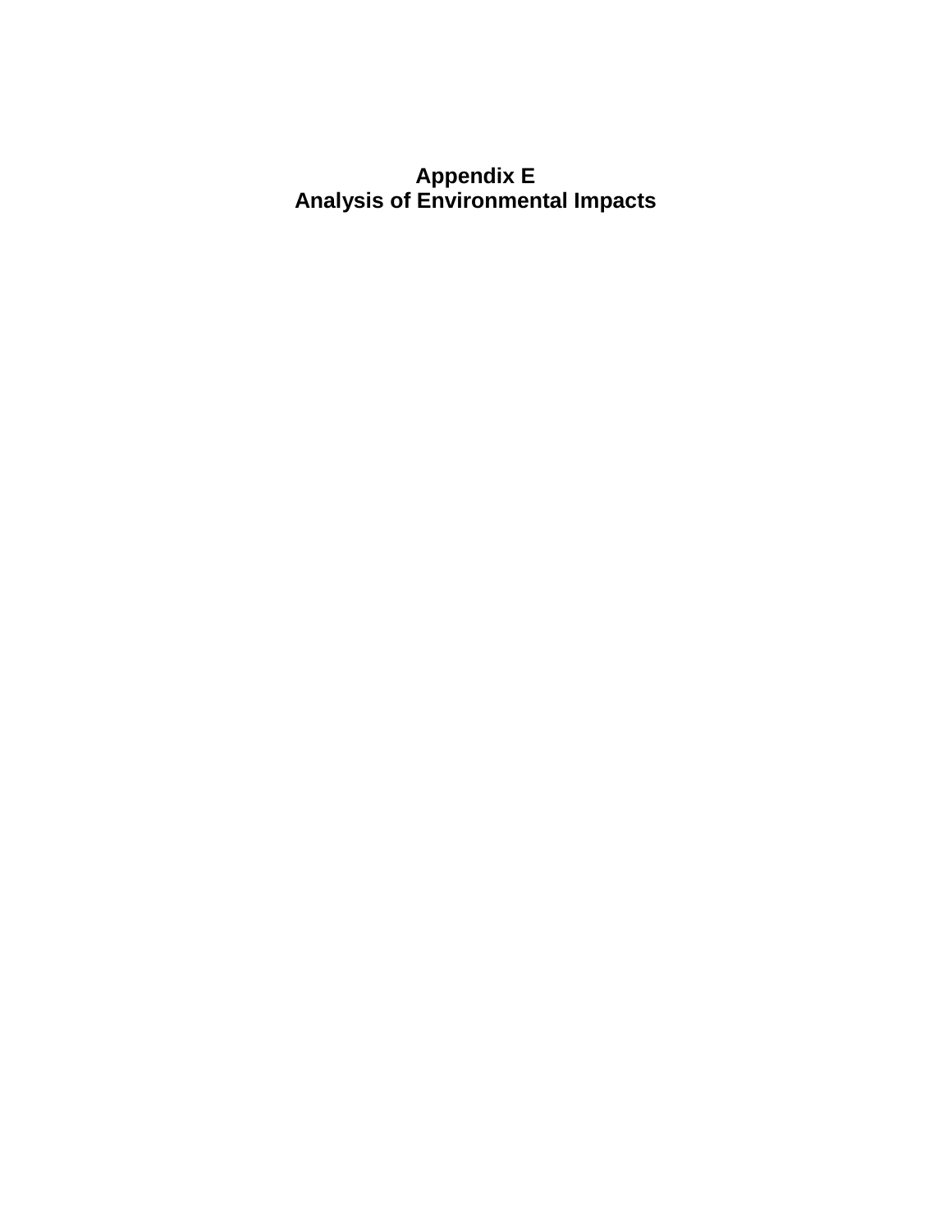# Appendix E
# Analysis of Environmental Impacts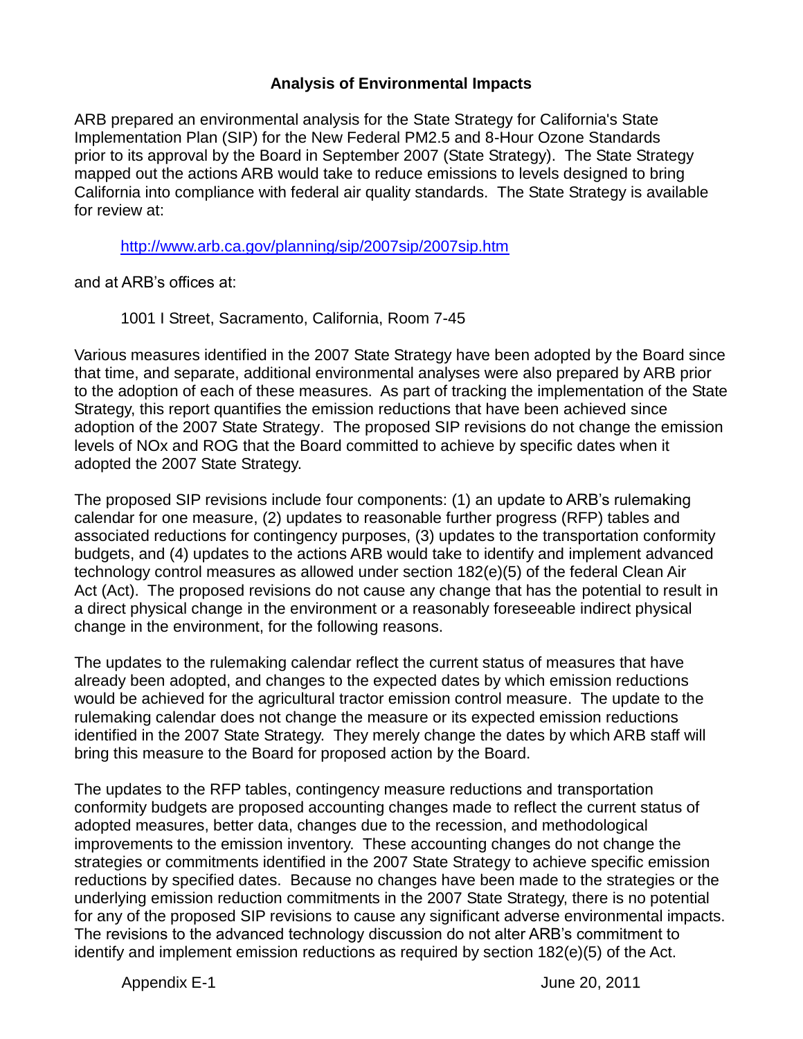## Analysis of Environmental Impacts

ARB prepared an environmental analysis for the State Strategy for California's State Implementation Plan (SIP) for the New Federal PM2.5 and 8-Hour Ozone Standards prior to its approval by the Board in September 2007 (State Strategy). The State Strategy mapped out the actions ARB would take to reduce emissions to levels designed to bring California into compliance with federal air quality standards. The State Strategy is available for review at:

http://www.arb.ca.gov/planning/sip/2007sip/2007sip.htm

and at ARB's offices at:

1001 I Street, Sacramento, California, Room 7-45

Various measures identified in the 2007 State Strategy have been adopted by the Board since that time, and separate, additional environmental analyses were also prepared by ARB prior to the adoption of each of these measures. As part of tracking the implementation of the State Strategy, this report quantifies the emission reductions that have been achieved since adoption of the 2007 State Strategy. The proposed SIP revisions do not change the emission levels of NOx and ROG that the Board committed to achieve by specific dates when it adopted the 2007 State Strategy.

The proposed SIP revisions include four components: (1) an update to ARB's rulemaking calendar for one measure, (2) updates to reasonable further progress (RFP) tables and associated reductions for contingency purposes, (3) updates to the transportation conformity budgets, and (4) updates to the actions ARB would take to identify and implement advanced technology control measures as allowed under section 182(e)(5) of the federal Clean Air Act (Act). The proposed revisions do not cause any change that has the potential to result in a direct physical change in the environment or a reasonably foreseeable indirect physical change in the environment, for the following reasons.

The updates to the rulemaking calendar reflect the current status of measures that have already been adopted, and changes to the expected dates by which emission reductions would be achieved for the agricultural tractor emission control measure. The update to the rulemaking calendar does not change the measure or its expected emission reductions identified in the 2007 State Strategy. They merely change the dates by which ARB staff will bring this measure to the Board for proposed action by the Board.

The updates to the RFP tables, contingency measure reductions and transportation conformity budgets are proposed accounting changes made to reflect the current status of adopted measures, better data, changes due to the recession, and methodological improvements to the emission inventory. These accounting changes do not change the strategies or commitments identified in the 2007 State Strategy to achieve specific emission reductions by specified dates. Because no changes have been made to the strategies or the underlying emission reduction commitments in the 2007 State Strategy, there is no potential for any of the proposed SIP revisions to cause any significant adverse environmental impacts. The revisions to the advanced technology discussion do not alter ARB's commitment to identify and implement emission reductions as required by section 182(e)(5) of the Act.